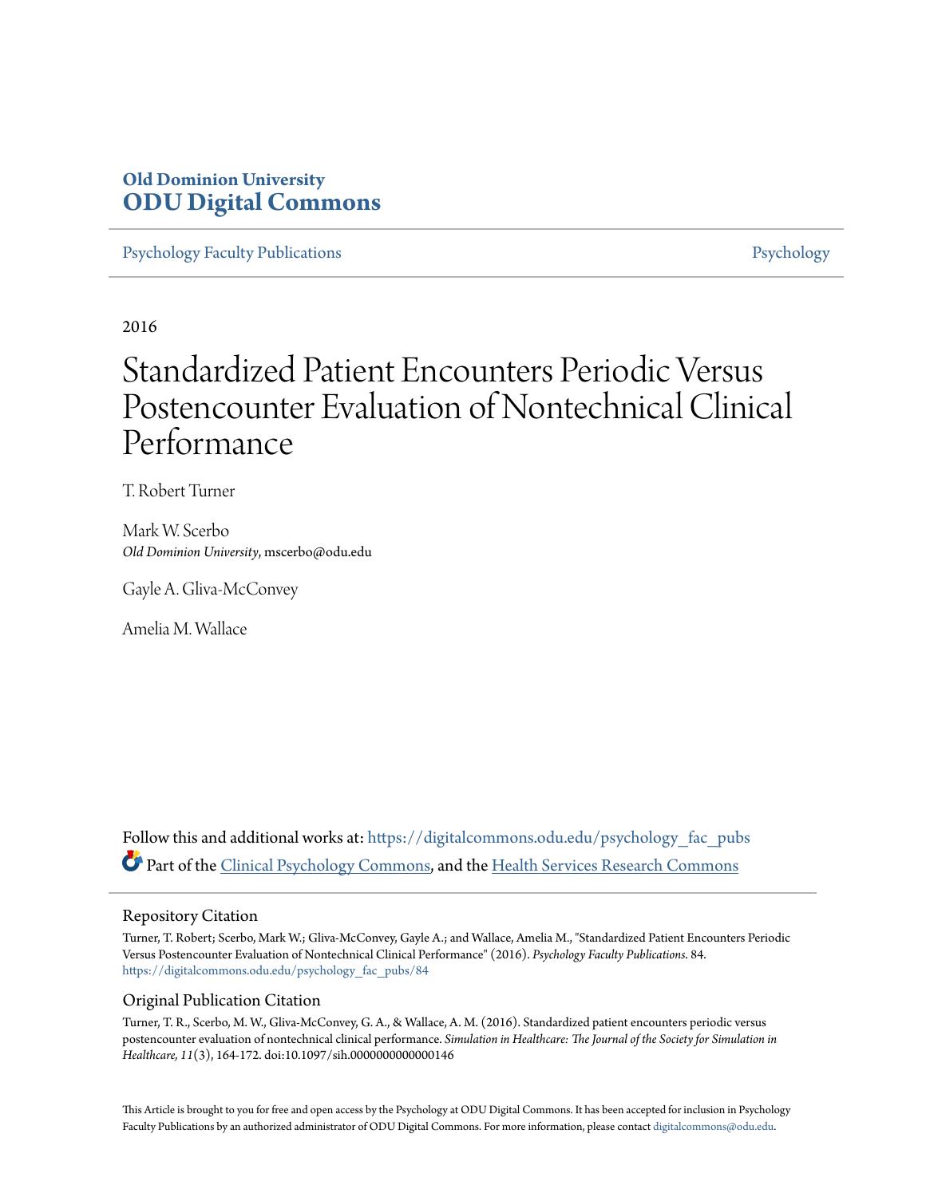**Old Dominion University**
**ODU Digital Commons**

Psychology Faculty Publications | Psychology

2016

# Standardized Patient Encounters Periodic Versus Postencounter Evaluation of Nontechnical Clinical Performance

T. Robert Turner

Mark W. Scerbo
*Old Dominion University*, mscerbo@odu.edu

Gayle A. Gliva-McConvey

Amelia M. Wallace

Follow this and additional works at: https://digitalcommons.odu.edu/psychology_fac_pubs

Part of the Clinical Psychology Commons, and the Health Services Research Commons

## Repository Citation

Turner, T. Robert; Scerbo, Mark W.; Gliva-McConvey, Gayle A.; and Wallace, Amelia M., "Standardized Patient Encounters Periodic Versus Postencounter Evaluation of Nontechnical Clinical Performance" (2016). *Psychology Faculty Publications*. 84.
https://digitalcommons.odu.edu/psychology_fac_pubs/84

## Original Publication Citation

Turner, T. R., Scerbo, M. W., Gliva-McConvey, G. A., & Wallace, A. M. (2016). Standardized patient encounters periodic versus postencounter evaluation of nontechnical clinical performance. *Simulation in Healthcare: The Journal of the Society for Simulation in Healthcare, 11*(3), 164-172. doi:10.1097/sih.0000000000000146

This Article is brought to you for free and open access by the Psychology at ODU Digital Commons. It has been accepted for inclusion in Psychology Faculty Publications by an authorized administrator of ODU Digital Commons. For more information, please contact digitalcommons@odu.edu.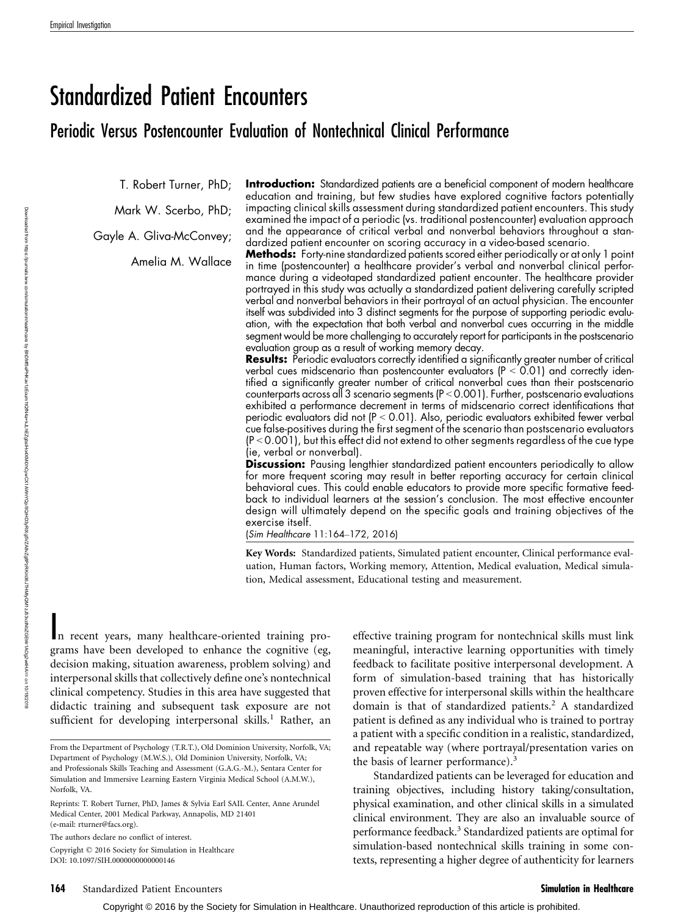# Standardized Patient Encounters

## Periodic Versus Postencounter Evaluation of Nontechnical Clinical Performance

T. Robert Turner, PhD; Mark W. Scerbo, PhD; Gayle A. Gliva-McConvey; Amelia M. Wallace

**Introduction:** Standardized patients are a beneficial component of modern healthcare education and training, but few studies have explored cognitive factors potentially impacting clinical skills assessment during standardized patient encounters. This study examined the impact of a periodic (vs. traditional postencounter) evaluation approach and the appearance of critical verbal and nonverbal behaviors throughout a standardized patient encounter on scoring accuracy in a video-based scenario.

**Methods:** Forty-nine standardized patients scored either periodically or at only 1 point in time (postencounter) a healthcare provider's verbal and nonverbal clinical performance during a videotaped standardized patient encounter. The healthcare provider portrayed in this study was actually a standardized patient delivering carefully scripted verbal and nonverbal behaviors in their portrayal of an actual physician. The encounter itself was subdivided into 3 distinct segments for the purpose of supporting periodic evaluation, with the expectation that both verbal and nonverbal cues occurring in the middle segment would be more challenging to accurately report for participants in the postscenario evaluation group as a result of working memory decay.

**Results:** Periodic evaluators correctly identified a significantly greater number of critical verbal cues midscenario than postencounter evaluators ($P < 0.01$) and correctly identified a significantly greater number of critical nonverbal cues than their postscenario counterparts across all 3 scenario segments ($P < 0.001$). Further, postscenario evaluations exhibited a performance decrement in terms of midscenario correct identifications that periodic evaluators did not ($P < 0.01$). Also, periodic evaluators exhibited fewer verbal cue false-positives during the first segment of the scenario than postscenario evaluators ($P < 0.001$), but this effect did not extend to other segments regardless of the cue type (ie, verbal or nonverbal).

**Discussion:** Pausing lengthier standardized patient encounters periodically to allow for more frequent scoring may result in better reporting accuracy for certain clinical behavioral cues. This could enable educators to provide more specific formative feedback to individual learners at the session's conclusion. The most effective encounter design will ultimately depend on the specific goals and training objectives of the exercise itself.

(*Sim Healthcare* 11:164–172, 2016)

**Key Words:** Standardized patients, Simulated patient encounter, Clinical performance evaluation, Human factors, Working memory, Attention, Medical evaluation, Medical simulation, Medical assessment, Educational testing and measurement.

In recent years, many healthcare-oriented training programs have been developed to enhance the cognitive (eg, decision making, situation awareness, problem solving) and interpersonal skills that collectively define one's nontechnical clinical competency. Studies in this area have suggested that didactic training and subsequent task exposure are not sufficient for developing interpersonal skills.[1] Rather, an effective training program for nontechnical skills must link meaningful, interactive learning opportunities with timely feedback to facilitate positive interpersonal development. A form of simulation-based training that has historically proven effective for interpersonal skills within the healthcare domain is that of standardized patients.[2] A standardized patient is defined as any individual who is trained to portray a patient with a specific condition in a realistic, standardized, and repeatable way (where portrayal/presentation varies on the basis of learner performance).[3]

Standardized patients can be leveraged for education and training objectives, including history taking/consultation, physical examination, and other clinical skills in a simulated clinical environment. They are also an invaluable source of performance feedback.[3] Standardized patients are optimal for simulation-based nontechnical skills training in some contexts, representing a higher degree of authenticity for learners

From the Department of Psychology (T.R.T.), Old Dominion University, Norfolk, VA; Department of Psychology (M.W.S.), Old Dominion University, Norfolk, VA; and Professionals Skills Teaching and Assessment (G.A.G.-M.), Sentara Center for Simulation and Immersive Learning Eastern Virginia Medical School (A.M.W.), Norfolk, VA.

Reprints: T. Robert Turner, PhD, James & Sylvia Earl SAIL Center, Anne Arundel Medical Center, 2001 Medical Parkway, Annapolis, MD 21401 (e-mail: rturner@facs.org).

The authors declare no conflict of interest.

Copyright © 2016 Society for Simulation in Healthcare
DOI: 10.1097/SIH.0000000000000146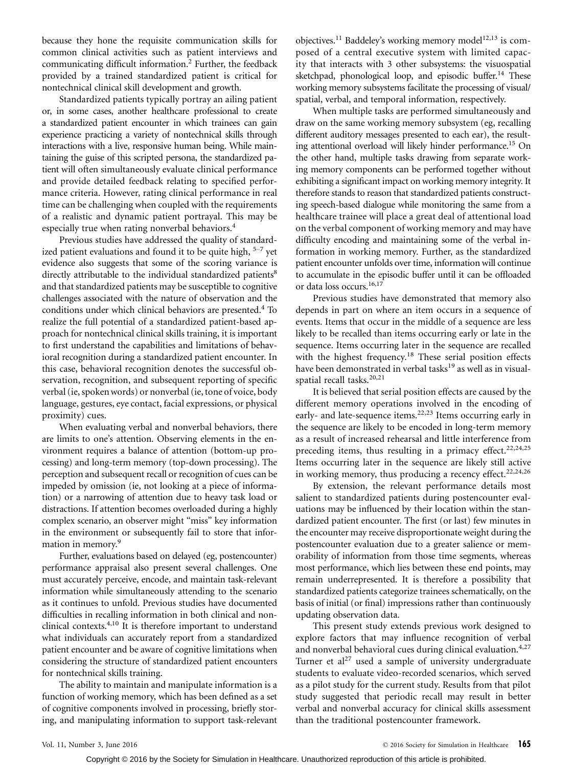because they hone the requisite communication skills for common clinical activities such as patient interviews and communicating difficult information.[2] Further, the feedback provided by a trained standardized patient is critical for nontechnical clinical skill development and growth.

Standardized patients typically portray an ailing patient or, in some cases, another healthcare professional to create a standardized patient encounter in which trainees can gain experience practicing a variety of nontechnical skills through interactions with a live, responsive human being. While maintaining the guise of this scripted persona, the standardized patient will often simultaneously evaluate clinical performance and provide detailed feedback relating to specified performance criteria. However, rating clinical performance in real time can be challenging when coupled with the requirements of a realistic and dynamic patient portrayal. This may be especially true when rating nonverbal behaviors.[4]

Previous studies have addressed the quality of standardized patient evaluations and found it to be quite high,[5–7] yet evidence also suggests that some of the scoring variance is directly attributable to the individual standardized patients[8] and that standardized patients may be susceptible to cognitive challenges associated with the nature of observation and the conditions under which clinical behaviors are presented.[4] To realize the full potential of a standardized patient-based approach for nontechnical clinical skills training, it is important to first understand the capabilities and limitations of behavioral recognition during a standardized patient encounter. In this case, behavioral recognition denotes the successful observation, recognition, and subsequent reporting of specific verbal (ie, spoken words) or nonverbal (ie, tone of voice, body language, gestures, eye contact, facial expressions, or physical proximity) cues.

When evaluating verbal and nonverbal behaviors, there are limits to one's attention. Observing elements in the environment requires a balance of attention (bottom-up processing) and long-term memory (top-down processing). The perception and subsequent recall or recognition of cues can be impeded by omission (ie, not looking at a piece of information) or a narrowing of attention due to heavy task load or distractions. If attention becomes overloaded during a highly complex scenario, an observer might "miss" key information in the environment or subsequently fail to store that information in memory.[9]

Further, evaluations based on delayed (eg, postencounter) performance appraisal also present several challenges. One must accurately perceive, encode, and maintain task-relevant information while simultaneously attending to the scenario as it continues to unfold. Previous studies have documented difficulties in recalling information in both clinical and nonclinical contexts.[4,10] It is therefore important to understand what individuals can accurately report from a standardized patient encounter and be aware of cognitive limitations when considering the structure of standardized patient encounters for nontechnical skills training.

The ability to maintain and manipulate information is a function of working memory, which has been defined as a set of cognitive components involved in processing, briefly storing, and manipulating information to support task-relevant objectives.[11] Baddeley's working memory model[12,13] is composed of a central executive system with limited capacity that interacts with 3 other subsystems: the visuospatial sketchpad, phonological loop, and episodic buffer.[14] These working memory subsystems facilitate the processing of visual/spatial, verbal, and temporal information, respectively.

When multiple tasks are performed simultaneously and draw on the same working memory subsystem (eg, recalling different auditory messages presented to each ear), the resulting attentional overload will likely hinder performance.[15] On the other hand, multiple tasks drawing from separate working memory components can be performed together without exhibiting a significant impact on working memory integrity. It therefore stands to reason that standardized patients constructing speech-based dialogue while monitoring the same from a healthcare trainee will place a great deal of attentional load on the verbal component of working memory and may have difficulty encoding and maintaining some of the verbal information in working memory. Further, as the standardized patient encounter unfolds over time, information will continue to accumulate in the episodic buffer until it can be offloaded or data loss occurs.[16,17]

Previous studies have demonstrated that memory also depends in part on where an item occurs in a sequence of events. Items that occur in the middle of a sequence are less likely to be recalled than items occurring early or late in the sequence. Items occurring later in the sequence are recalled with the highest frequency.[18] These serial position effects have been demonstrated in verbal tasks[19] as well as in visual-spatial recall tasks.[20,21]

It is believed that serial position effects are caused by the different memory operations involved in the encoding of early- and late-sequence items.[22,23] Items occurring early in the sequence are likely to be encoded in long-term memory as a result of increased rehearsal and little interference from preceding items, thus resulting in a primacy effect.[22,24,25] Items occurring later in the sequence are likely still active in working memory, thus producing a recency effect.[22,24,26]

By extension, the relevant performance details most salient to standardized patients during postencounter evaluations may be influenced by their location within the standardized patient encounter. The first (or last) few minutes in the encounter may receive disproportionate weight during the postencounter evaluation due to a greater salience or memorability of information from those time segments, whereas most performance, which lies between these end points, may remain underrepresented. It is therefore a possibility that standardized patients categorize trainees schematically, on the basis of initial (or final) impressions rather than continuously updating observation data.

This present study extends previous work designed to explore factors that may influence recognition of verbal and nonverbal behavioral cues during clinical evaluation.[4,27] Turner et al[27] used a sample of university undergraduate students to evaluate video-recorded scenarios, which served as a pilot study for the current study. Results from that pilot study suggested that periodic recall may result in better verbal and nonverbal accuracy for clinical skills assessment than the traditional postencounter framework.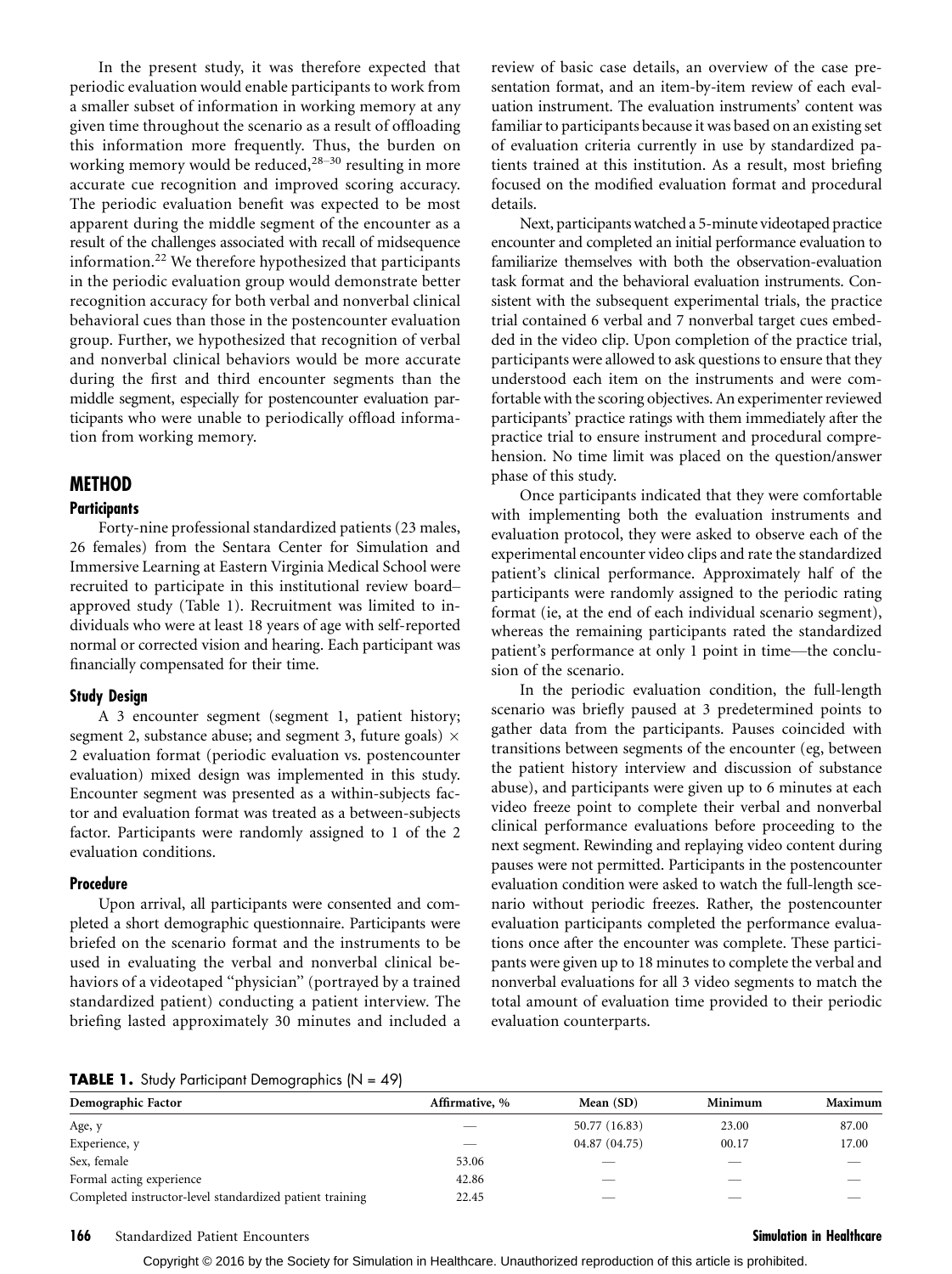In the present study, it was therefore expected that periodic evaluation would enable participants to work from a smaller subset of information in working memory at any given time throughout the scenario as a result of offloading this information more frequently. Thus, the burden on working memory would be reduced,[28–30] resulting in more accurate cue recognition and improved scoring accuracy. The periodic evaluation benefit was expected to be most apparent during the middle segment of the encounter as a result of the challenges associated with recall of midsequence information.[22] We therefore hypothesized that participants in the periodic evaluation group would demonstrate better recognition accuracy for both verbal and nonverbal clinical behavioral cues than those in the postencounter evaluation group. Further, we hypothesized that recognition of verbal and nonverbal clinical behaviors would be more accurate during the first and third encounter segments than the middle segment, especially for postencounter evaluation participants who were unable to periodically offload information from working memory.

## METHOD

### Participants

Forty-nine professional standardized patients (23 males, 26 females) from the Sentara Center for Simulation and Immersive Learning at Eastern Virginia Medical School were recruited to participate in this institutional review board–approved study (Table 1). Recruitment was limited to individuals who were at least 18 years of age with self-reported normal or corrected vision and hearing. Each participant was financially compensated for their time.

### Study Design

A 3 encounter segment (segment 1, patient history; segment 2, substance abuse; and segment 3, future goals) × 2 evaluation format (periodic evaluation vs. postencounter evaluation) mixed design was implemented in this study. Encounter segment was presented as a within-subjects factor and evaluation format was treated as a between-subjects factor. Participants were randomly assigned to 1 of the 2 evaluation conditions.

### Procedure

Upon arrival, all participants were consented and completed a short demographic questionnaire. Participants were briefed on the scenario format and the instruments to be used in evaluating the verbal and nonverbal clinical behaviors of a videotaped "physician" (portrayed by a trained standardized patient) conducting a patient interview. The briefing lasted approximately 30 minutes and included a review of basic case details, an overview of the case presentation format, and an item-by-item review of each evaluation instrument. The evaluation instruments' content was familiar to participants because it was based on an existing set of evaluation criteria currently in use by standardized patients trained at this institution. As a result, most briefing focused on the modified evaluation format and procedural details.

Next, participants watched a 5-minute videotaped practice encounter and completed an initial performance evaluation to familiarize themselves with both the observation-evaluation task format and the behavioral evaluation instruments. Consistent with the subsequent experimental trials, the practice trial contained 6 verbal and 7 nonverbal target cues embedded in the video clip. Upon completion of the practice trial, participants were allowed to ask questions to ensure that they understood each item on the instruments and were comfortable with the scoring objectives. An experimenter reviewed participants' practice ratings with them immediately after the practice trial to ensure instrument and procedural comprehension. No time limit was placed on the question/answer phase of this study.

Once participants indicated that they were comfortable with implementing both the evaluation instruments and evaluation protocol, they were asked to observe each of the experimental encounter video clips and rate the standardized patient's clinical performance. Approximately half of the participants were randomly assigned to the periodic rating format (ie, at the end of each individual scenario segment), whereas the remaining participants rated the standardized patient's performance at only 1 point in time—the conclusion of the scenario.

In the periodic evaluation condition, the full-length scenario was briefly paused at 3 predetermined points to gather data from the participants. Pauses coincided with transitions between segments of the encounter (eg, between the patient history interview and discussion of substance abuse), and participants were given up to 6 minutes at each video freeze point to complete their verbal and nonverbal clinical performance evaluations before proceeding to the next segment. Rewinding and replaying video content during pauses were not permitted. Participants in the postencounter evaluation condition were asked to watch the full-length scenario without periodic freezes. Rather, the postencounter evaluation participants completed the performance evaluations once after the encounter was complete. These participants were given up to 18 minutes to complete the verbal and nonverbal evaluations for all 3 video segments to match the total amount of evaluation time provided to their periodic evaluation counterparts.

**TABLE 1.** Study Participant Demographics (N = 49)

| Demographic Factor | Affirmative, % | Mean (SD) | Minimum | Maximum |
|---|---|---|---|---|
| Age, y | — | 50.77 (16.83) | 23.00 | 87.00 |
| Experience, y | — | 04.87 (04.75) | 00.17 | 17.00 |
| Sex, female | 53.06 | — | — | — |
| Formal acting experience | 42.86 | — | — | — |
| Completed instructor-level standardized patient training | 22.45 | — | — | — |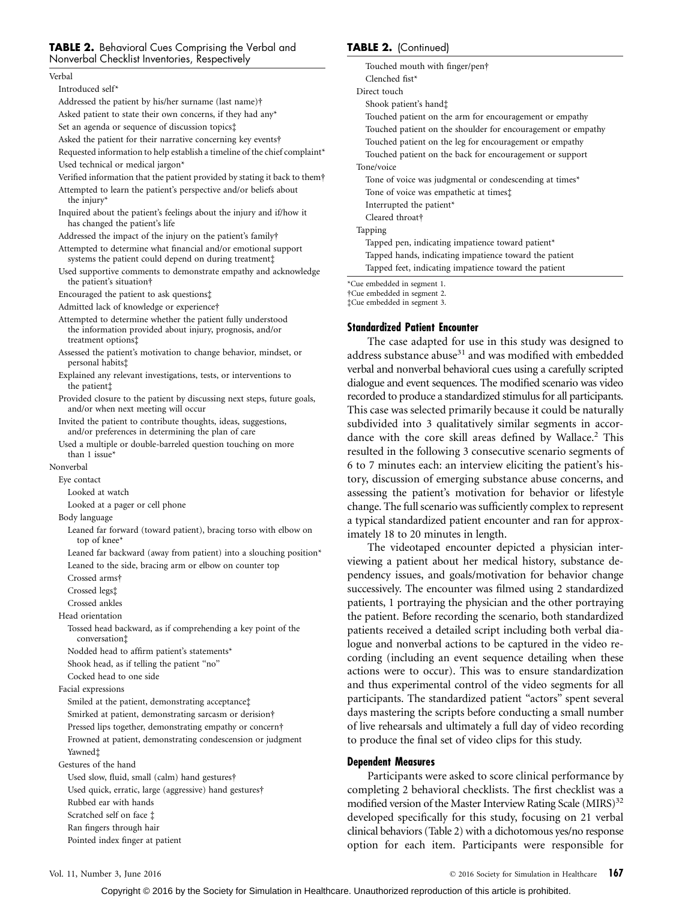**TABLE 2.** Behavioral Cues Comprising the Verbal and Nonverbal Checklist Inventories, Respectively

Verbal

- Introduced self*
- Addressed the patient by his/her surname (last name)†
- Asked patient to state their own concerns, if they had any*
- Set an agenda or sequence of discussion topics‡
- Asked the patient for their narrative concerning key events†
- Requested information to help establish a timeline of the chief complaint*
- Used technical or medical jargon*
- Verified information that the patient provided by stating it back to them†
- Attempted to learn the patient's perspective and/or beliefs about the injury*
- Inquired about the patient's feelings about the injury and if/how it has changed the patient's life
- Addressed the impact of the injury on the patient's family†
- Attempted to determine what financial and/or emotional support systems the patient could depend on during treatment‡
- Used supportive comments to demonstrate empathy and acknowledge the patient's situation†
- Encouraged the patient to ask questions‡
- Admitted lack of knowledge or experience†
- Attempted to determine whether the patient fully understood the information provided about injury, prognosis, and/or treatment options‡
- Assessed the patient's motivation to change behavior, mindset, or personal habits‡
- Explained any relevant investigations, tests, or interventions to the patient‡
- Provided closure to the patient by discussing next steps, future goals, and/or when next meeting will occur
- Invited the patient to contribute thoughts, ideas, suggestions, and/or preferences in determining the plan of care
- Used a multiple or double-barreled question touching on more than 1 issue*

Nonverbal

- Eye contact
  - Looked at watch
  - Looked at a pager or cell phone
- Body language
  - Leaned far forward (toward patient), bracing torso with elbow on top of knee*
  - Leaned far backward (away from patient) into a slouching position*
  - Leaned to the side, bracing arm or elbow on counter top
  - Crossed arms†
  - Crossed legs‡
  - Crossed ankles
- Head orientation
  - Tossed head backward, as if comprehending a key point of the conversation‡
  - Nodded head to affirm patient's statements*
  - Shook head, as if telling the patient "no"
  - Cocked head to one side
- Facial expressions
  - Smiled at the patient, demonstrating acceptance‡
  - Smirked at patient, demonstrating sarcasm or derision†
  - Pressed lips together, demonstrating empathy or concern†
  - Frowned at patient, demonstrating condescension or judgment
  - Yawned‡
- Gestures of the hand
  - Used slow, fluid, small (calm) hand gestures†
  - Used quick, erratic, large (aggressive) hand gestures†
  - Rubbed ear with hands
  - Scratched self on face ‡
  - Ran fingers through hair
  - Pointed index finger at patient
  - Touched mouth with finger/pen†
  - Clenched fist*
- Direct touch
  - Shook patient's hand‡
  - Touched patient on the arm for encouragement or empathy
  - Touched patient on the shoulder for encouragement or empathy
  - Touched patient on the leg for encouragement or empathy
  - Touched patient on the back for encouragement or support
- Tone/voice
  - Tone of voice was judgmental or condescending at times*
  - Tone of voice was empathetic at times‡
  - Interrupted the patient*
  - Cleared throat†
- Tapping
  - Tapped pen, indicating impatience toward patient*
  - Tapped hands, indicating impatience toward the patient
  - Tapped feet, indicating impatience toward the patient

*Cue embedded in segment 1.
†Cue embedded in segment 2.
‡Cue embedded in segment 3.

### Standardized Patient Encounter

The case adapted for use in this study was designed to address substance abuse[31] and was modified with embedded verbal and nonverbal behavioral cues using a carefully scripted dialogue and event sequences. The modified scenario was video recorded to produce a standardized stimulus for all participants. This case was selected primarily because it could be naturally subdivided into 3 qualitatively similar segments in accordance with the core skill areas defined by Wallace.[2] This resulted in the following 3 consecutive scenario segments of 6 to 7 minutes each: an interview eliciting the patient's history, discussion of emerging substance abuse concerns, and assessing the patient's motivation for behavior or lifestyle change. The full scenario was sufficiently complex to represent a typical standardized patient encounter and ran for approximately 18 to 20 minutes in length.

The videotaped encounter depicted a physician interviewing a patient about her medical history, substance dependency issues, and goals/motivation for behavior change successively. The encounter was filmed using 2 standardized patients, 1 portraying the physician and the other portraying the patient. Before recording the scenario, both standardized patients received a detailed script including both verbal dialogue and nonverbal actions to be captured in the video recording (including an event sequence detailing when these actions were to occur). This was to ensure standardization and thus experimental control of the video segments for all participants. The standardized patient "actors" spent several days mastering the scripts before conducting a small number of live rehearsals and ultimately a full day of video recording to produce the final set of video clips for this study.

### Dependent Measures

Participants were asked to score clinical performance by completing 2 behavioral checklists. The first checklist was a modified version of the Master Interview Rating Scale (MIRS)[32] developed specifically for this study, focusing on 21 verbal clinical behaviors (Table 2) with a dichotomous yes/no response option for each item. Participants were responsible for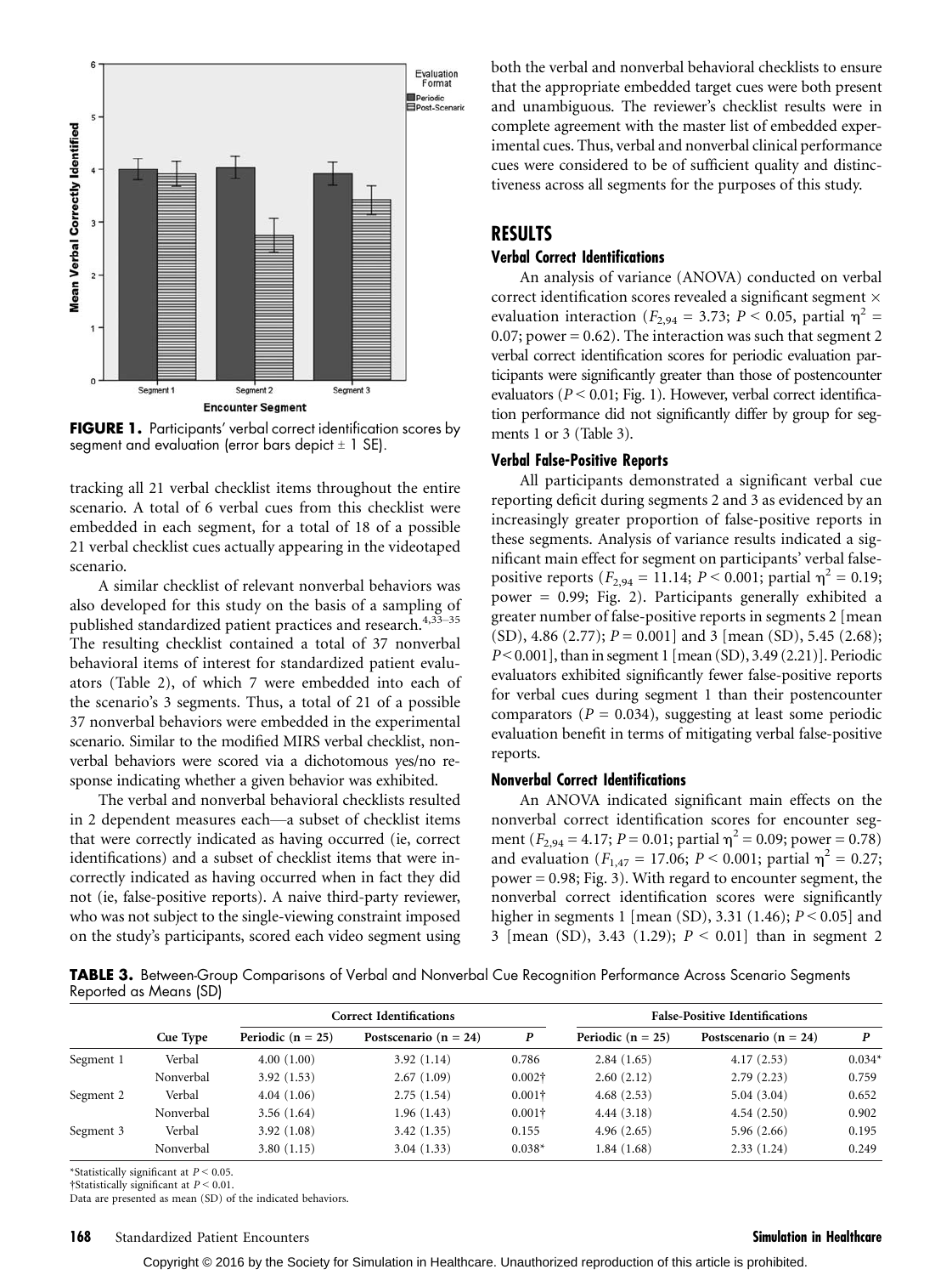FIGURE 1. Participants' verbal correct identification scores by segment and evaluation (error bars depict ± 1 SE).

tracking all 21 verbal checklist items throughout the entire scenario. A total of 6 verbal cues from this checklist were embedded in each segment, for a total of 18 of a possible 21 verbal checklist cues actually appearing in the videotaped scenario.

A similar checklist of relevant nonverbal behaviors was also developed for this study on the basis of a sampling of published standardized patient practices and research.[4,33–35] The resulting checklist contained a total of 37 nonverbal behavioral items of interest for standardized patient evaluators (Table 2), of which 7 were embedded into each of the scenario's 3 segments. Thus, a total of 21 of a possible 37 nonverbal behaviors were embedded in the experimental scenario. Similar to the modified MIRS verbal checklist, nonverbal behaviors were scored via a dichotomous yes/no response indicating whether a given behavior was exhibited.

The verbal and nonverbal behavioral checklists resulted in 2 dependent measures each—a subset of checklist items that were correctly indicated as having occurred (ie, correct identifications) and a subset of checklist items that were incorrectly indicated as having occurred when in fact they did not (ie, false-positive reports). A naive third-party reviewer, who was not subject to the single-viewing constraint imposed on the study's participants, scored each video segment using both the verbal and nonverbal behavioral checklists to ensure that the appropriate embedded target cues were both present and unambiguous. The reviewer's checklist results were in complete agreement with the master list of embedded experimental cues. Thus, verbal and nonverbal clinical performance cues were considered to be of sufficient quality and distinctiveness across all segments for the purposes of this study.

## RESULTS

### Verbal Correct Identifications

An analysis of variance (ANOVA) conducted on verbal correct identification scores revealed a significant segment × evaluation interaction ($F_{2,94}$ = 3.73; $P$ < 0.05, partial $\eta^2$ = 0.07; power = 0.62). The interaction was such that segment 2 verbal correct identification scores for periodic evaluation participants were significantly greater than those of postencounter evaluators ($P$ < 0.01; Fig. 1). However, verbal correct identification performance did not significantly differ by group for segments 1 or 3 (Table 3).

### Verbal False-Positive Reports

All participants demonstrated a significant verbal cue reporting deficit during segments 2 and 3 as evidenced by an increasingly greater proportion of false-positive reports in these segments. Analysis of variance results indicated a significant main effect for segment on participants' verbal false-positive reports ($F_{2,94}$ = 11.14; $P$ < 0.001; partial $\eta^2$ = 0.19; power = 0.99; Fig. 2). Participants generally exhibited a greater number of false-positive reports in segments 2 [mean (SD), 4.86 (2.77); $P$ = 0.001] and 3 [mean (SD), 5.45 (2.68); $P$ < 0.001], than in segment 1 [mean (SD), 3.49 (2.21)]. Periodic evaluators exhibited significantly fewer false-positive reports for verbal cues during segment 1 than their postencounter comparators ($P$ = 0.034), suggesting at least some periodic evaluation benefit in terms of mitigating verbal false-positive reports.

### Nonverbal Correct Identifications

An ANOVA indicated significant main effects on the nonverbal correct identification scores for encounter segment ($F_{2,94}$ = 4.17; $P$ = 0.01; partial $\eta^2$ = 0.09; power = 0.78) and evaluation ($F_{1,47}$ = 17.06; $P$ < 0.001; partial $\eta^2$ = 0.27; power = 0.98; Fig. 3). With regard to encounter segment, the nonverbal correct identification scores were significantly higher in segments 1 [mean (SD), 3.31 (1.46); $P$ < 0.05] and 3 [mean (SD), 3.43 (1.29); $P$ < 0.01] than in segment 2

**TABLE 3.** Between-Group Comparisons of Verbal and Nonverbal Cue Recognition Performance Across Scenario Segments Reported as Means (SD)

| | | Correct Identifications | | | False-Positive Identifications | | |
|---|---|---|---|---|---|---|---|
| | Cue Type | Periodic (n = 25) | Postscenario (n = 24) | P | Periodic (n = 25) | Postscenario (n = 24) | P |
| Segment 1 | Verbal | 4.00 (1.00) | 3.92 (1.14) | 0.786 | 2.84 (1.65) | 4.17 (2.53) | 0.034* |
| | Nonverbal | 3.92 (1.53) | 2.67 (1.09) | 0.002† | 2.60 (2.12) | 2.79 (2.23) | 0.759 |
| Segment 2 | Verbal | 4.04 (1.06) | 2.75 (1.54) | 0.001† | 4.68 (2.53) | 5.04 (3.04) | 0.652 |
| | Nonverbal | 3.56 (1.64) | 1.96 (1.43) | 0.001† | 4.44 (3.18) | 4.54 (2.50) | 0.902 |
| Segment 3 | Verbal | 3.92 (1.08) | 3.42 (1.35) | 0.155 | 4.96 (2.65) | 5.96 (2.66) | 0.195 |
| | Nonverbal | 3.80 (1.15) | 3.04 (1.33) | 0.038* | 1.84 (1.68) | 2.33 (1.24) | 0.249 |

*Statistically significant at $P$ < 0.05.
†Statistically significant at $P$ < 0.01.
Data are presented as mean (SD) of the indicated behaviors.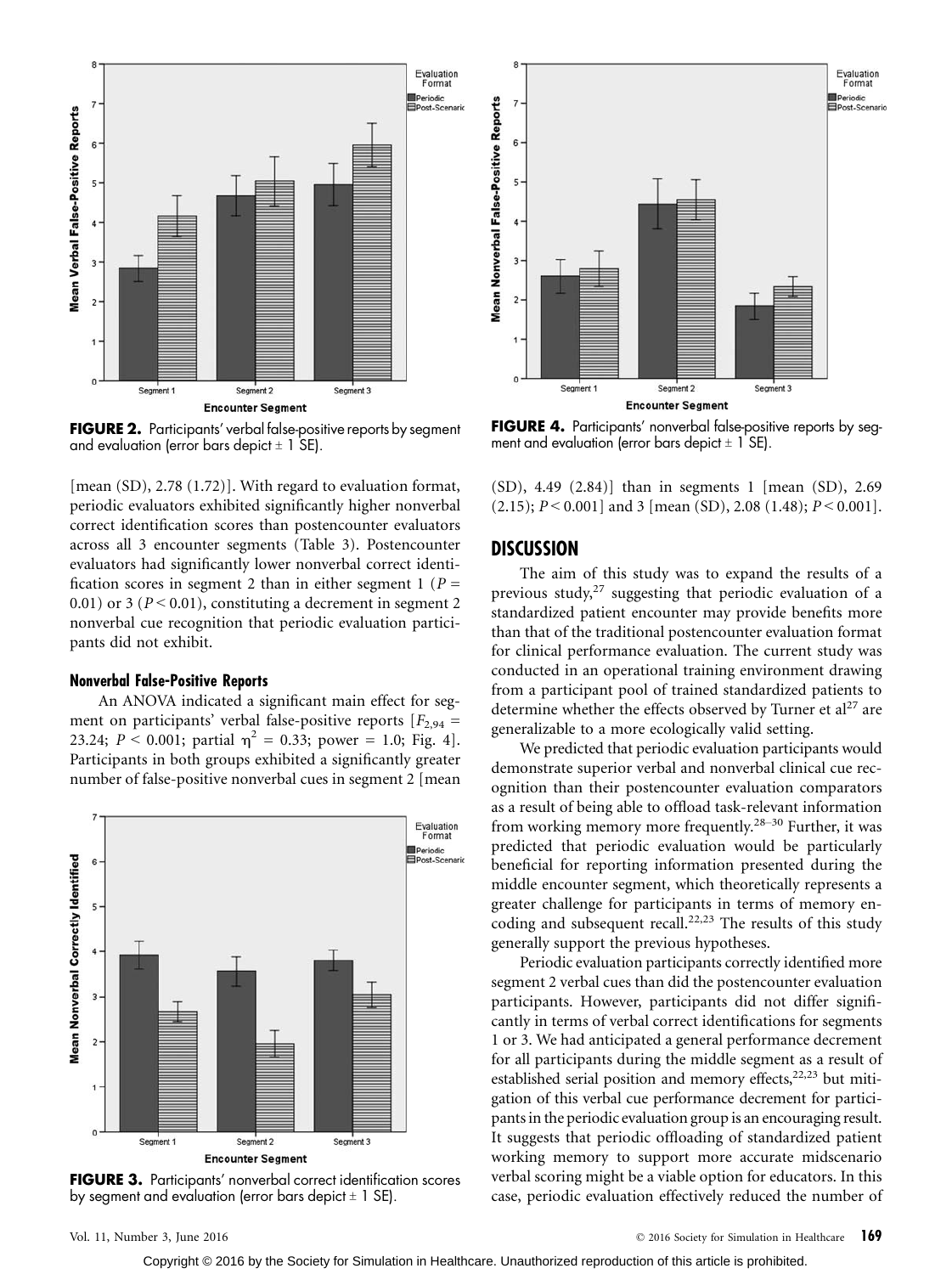FIGURE 2. Participants' verbal false-positive reports by segment and evaluation (error bars depict ± 1 SE).

FIGURE 4. Participants' nonverbal false-positive reports by segment and evaluation (error bars depict ± 1 SE).

[mean (SD), 2.78 (1.72)]. With regard to evaluation format, periodic evaluators exhibited significantly higher nonverbal correct identification scores than postencounter evaluators across all 3 encounter segments (Table 3). Postencounter evaluators had significantly lower nonverbal correct identification scores in segment 2 than in either segment 1 ($P$ = 0.01) or 3 ($P$ < 0.01), constituting a decrement in segment 2 nonverbal cue recognition that periodic evaluation participants did not exhibit.

#### Nonverbal False-Positive Reports

An ANOVA indicated a significant main effect for segment on participants' verbal false-positive reports [$F_{2,94}$ = 23.24; $P$ < 0.001; partial $\eta^2$ = 0.33; power = 1.0; Fig. 4]. Participants in both groups exhibited a significantly greater number of false-positive nonverbal cues in segment 2 [mean (SD), 4.49 (2.84)] than in segments 1 [mean (SD), 2.69 (2.15); $P$ < 0.001] and 3 [mean (SD), 2.08 (1.48); $P$ < 0.001].

FIGURE 3. Participants' nonverbal correct identification scores by segment and evaluation (error bars depict ± 1 SE).

## DISCUSSION

The aim of this study was to expand the results of a previous study,[27] suggesting that periodic evaluation of a standardized patient encounter may provide benefits more than that of the traditional postencounter evaluation format for clinical performance evaluation. The current study was conducted in an operational training environment drawing from a participant pool of trained standardized patients to determine whether the effects observed by Turner et al[27] are generalizable to a more ecologically valid setting.

We predicted that periodic evaluation participants would demonstrate superior verbal and nonverbal clinical cue recognition than their postencounter evaluation comparators as a result of being able to offload task-relevant information from working memory more frequently.[28–30] Further, it was predicted that periodic evaluation would be particularly beneficial for reporting information presented during the middle encounter segment, which theoretically represents a greater challenge for participants in terms of memory encoding and subsequent recall.[22,23] The results of this study generally support the previous hypotheses.

Periodic evaluation participants correctly identified more segment 2 verbal cues than did the postencounter evaluation participants. However, participants did not differ significantly in terms of verbal correct identifications for segments 1 or 3. We had anticipated a general performance decrement for all participants during the middle segment as a result of established serial position and memory effects,[22,23] but mitigation of this verbal cue performance decrement for participants in the periodic evaluation group is an encouraging result. It suggests that periodic offloading of standardized patient working memory to support more accurate midscenario verbal scoring might be a viable option for educators. In this case, periodic evaluation effectively reduced the number of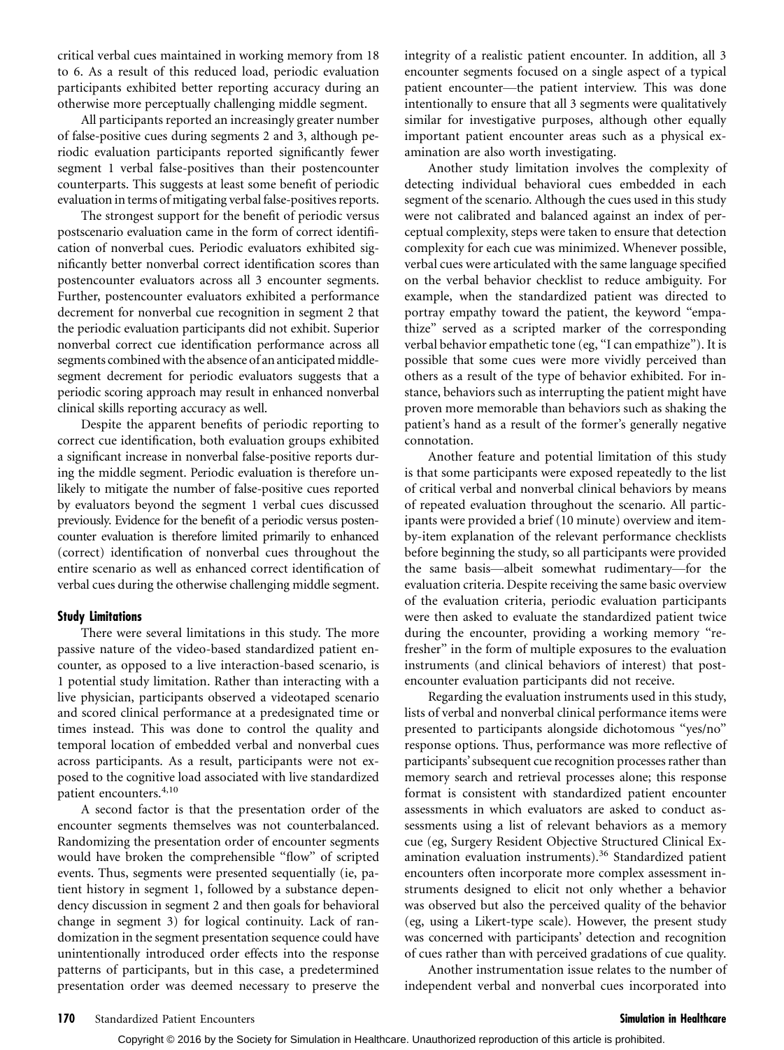critical verbal cues maintained in working memory from 18 to 6. As a result of this reduced load, periodic evaluation participants exhibited better reporting accuracy during an otherwise more perceptually challenging middle segment.

All participants reported an increasingly greater number of false-positive cues during segments 2 and 3, although periodic evaluation participants reported significantly fewer segment 1 verbal false-positives than their postencounter counterparts. This suggests at least some benefit of periodic evaluation in terms of mitigating verbal false-positives reports.

The strongest support for the benefit of periodic versus postscenario evaluation came in the form of correct identification of nonverbal cues. Periodic evaluators exhibited significantly better nonverbal correct identification scores than postencounter evaluators across all 3 encounter segments. Further, postencounter evaluators exhibited a performance decrement for nonverbal cue recognition in segment 2 that the periodic evaluation participants did not exhibit. Superior nonverbal correct cue identification performance across all segments combined with the absence of an anticipated middle-segment decrement for periodic evaluators suggests that a periodic scoring approach may result in enhanced nonverbal clinical skills reporting accuracy as well.

Despite the apparent benefits of periodic reporting to correct cue identification, both evaluation groups exhibited a significant increase in nonverbal false-positive reports during the middle segment. Periodic evaluation is therefore unlikely to mitigate the number of false-positive cues reported by evaluators beyond the segment 1 verbal cues discussed previously. Evidence for the benefit of a periodic versus postencounter evaluation is therefore limited primarily to enhanced (correct) identification of nonverbal cues throughout the entire scenario as well as enhanced correct identification of verbal cues during the otherwise challenging middle segment.

### Study Limitations

There were several limitations in this study. The more passive nature of the video-based standardized patient encounter, as opposed to a live interaction-based scenario, is 1 potential study limitation. Rather than interacting with a live physician, participants observed a videotaped scenario and scored clinical performance at a predesignated time or times instead. This was done to control the quality and temporal location of embedded verbal and nonverbal cues across participants. As a result, participants were not exposed to the cognitive load associated with live standardized patient encounters.[4,10]

A second factor is that the presentation order of the encounter segments themselves was not counterbalanced. Randomizing the presentation order of encounter segments would have broken the comprehensible "flow" of scripted events. Thus, segments were presented sequentially (ie, patient history in segment 1, followed by a substance dependency discussion in segment 2 and then goals for behavioral change in segment 3) for logical continuity. Lack of randomization in the segment presentation sequence could have unintentionally introduced order effects into the response patterns of participants, but in this case, a predetermined presentation order was deemed necessary to preserve the integrity of a realistic patient encounter. In addition, all 3 encounter segments focused on a single aspect of a typical patient encounter—the patient interview. This was done intentionally to ensure that all 3 segments were qualitatively similar for investigative purposes, although other equally important patient encounter areas such as a physical examination are also worth investigating.

Another study limitation involves the complexity of detecting individual behavioral cues embedded in each segment of the scenario. Although the cues used in this study were not calibrated and balanced against an index of perceptual complexity, steps were taken to ensure that detection complexity for each cue was minimized. Whenever possible, verbal cues were articulated with the same language specified on the verbal behavior checklist to reduce ambiguity. For example, when the standardized patient was directed to portray empathy toward the patient, the keyword "empathize" served as a scripted marker of the corresponding verbal behavior empathetic tone (eg, "I can empathize"). It is possible that some cues were more vividly perceived than others as a result of the type of behavior exhibited. For instance, behaviors such as interrupting the patient might have proven more memorable than behaviors such as shaking the patient's hand as a result of the former's generally negative connotation.

Another feature and potential limitation of this study is that some participants were exposed repeatedly to the list of critical verbal and nonverbal clinical behaviors by means of repeated evaluation throughout the scenario. All participants were provided a brief (10 minute) overview and item-by-item explanation of the relevant performance checklists before beginning the study, so all participants were provided the same basis—albeit somewhat rudimentary—for the evaluation criteria. Despite receiving the same basic overview of the evaluation criteria, periodic evaluation participants were then asked to evaluate the standardized patient twice during the encounter, providing a working memory "refresher" in the form of multiple exposures to the evaluation instruments (and clinical behaviors of interest) that post-encounter evaluation participants did not receive.

Regarding the evaluation instruments used in this study, lists of verbal and nonverbal clinical performance items were presented to participants alongside dichotomous "yes/no" response options. Thus, performance was more reflective of participants' subsequent cue recognition processes rather than memory search and retrieval processes alone; this response format is consistent with standardized patient encounter assessments in which evaluators are asked to conduct assessments using a list of relevant behaviors as a memory cue (eg, Surgery Resident Objective Structured Clinical Examination evaluation instruments).[36] Standardized patient encounters often incorporate more complex assessment instruments designed to elicit not only whether a behavior was observed but also the perceived quality of the behavior (eg, using a Likert-type scale). However, the present study was concerned with participants' detection and recognition of cues rather than with perceived gradations of cue quality.

Another instrumentation issue relates to the number of independent verbal and nonverbal cues incorporated into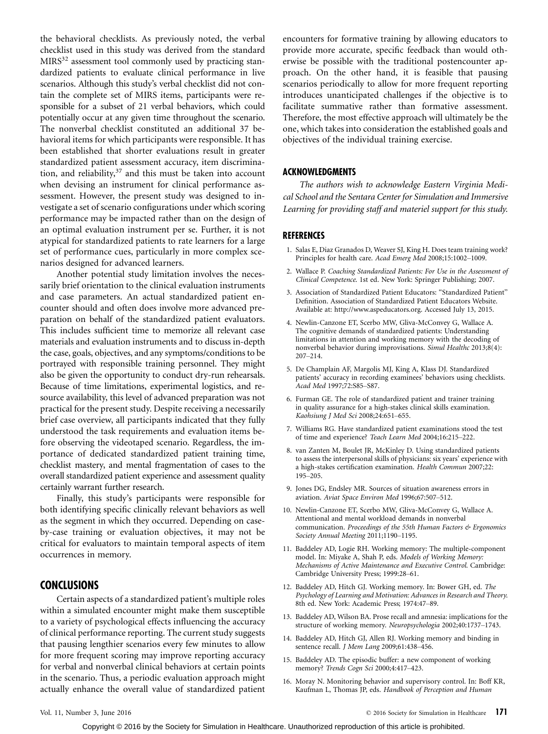the behavioral checklists. As previously noted, the verbal checklist used in this study was derived from the standard MIRS[32] assessment tool commonly used by practicing standardized patients to evaluate clinical performance in live scenarios. Although this study's verbal checklist did not contain the complete set of MIRS items, participants were responsible for a subset of 21 verbal behaviors, which could potentially occur at any given time throughout the scenario. The nonverbal checklist constituted an additional 37 behavioral items for which participants were responsible. It has been established that shorter evaluations result in greater standardized patient assessment accuracy, item discrimination, and reliability,[37] and this must be taken into account when devising an instrument for clinical performance assessment. However, the present study was designed to investigate a set of scenario configurations under which scoring performance may be impacted rather than on the design of an optimal evaluation instrument per se. Further, it is not atypical for standardized patients to rate learners for a large set of performance cues, particularly in more complex scenarios designed for advanced learners.

Another potential study limitation involves the necessarily brief orientation to the clinical evaluation instruments and case parameters. An actual standardized patient encounter should and often does involve more advanced preparation on behalf of the standardized patient evaluators. This includes sufficient time to memorize all relevant case materials and evaluation instruments and to discuss in-depth the case, goals, objectives, and any symptoms/conditions to be portrayed with responsible training personnel. They might also be given the opportunity to conduct dry-run rehearsals. Because of time limitations, experimental logistics, and resource availability, this level of advanced preparation was not practical for the present study. Despite receiving a necessarily brief case overview, all participants indicated that they fully understood the task requirements and evaluation items before observing the videotaped scenario. Regardless, the importance of dedicated standardized patient training time, checklist mastery, and mental fragmentation of cases to the overall standardized patient experience and assessment quality certainly warrant further research.

Finally, this study's participants were responsible for both identifying specific clinically relevant behaviors as well as the segment in which they occurred. Depending on case-by-case training or evaluation objectives, it may not be critical for evaluators to maintain temporal aspects of item occurrences in memory.

## CONCLUSIONS

Certain aspects of a standardized patient's multiple roles within a simulated encounter might make them susceptible to a variety of psychological effects influencing the accuracy of clinical performance reporting. The current study suggests that pausing lengthier scenarios every few minutes to allow for more frequent scoring may improve reporting accuracy for verbal and nonverbal clinical behaviors at certain points in the scenario. Thus, a periodic evaluation approach might actually enhance the overall value of standardized patient encounters for formative training by allowing educators to provide more accurate, specific feedback than would otherwise be possible with the traditional postencounter approach. On the other hand, it is feasible that pausing scenarios periodically to allow for more frequent reporting introduces unanticipated challenges if the objective is to facilitate summative rather than formative assessment. Therefore, the most effective approach will ultimately be the one, which takes into consideration the established goals and objectives of the individual training exercise.

## ACKNOWLEDGMENTS

*The authors wish to acknowledge Eastern Virginia Medical School and the Sentara Center for Simulation and Immersive Learning for providing staff and materiel support for this study.*

## REFERENCES

1. Salas E, Diaz Granados D, Weaver SJ, King H. Does team training work? Principles for health care. *Acad Emerg Med* 2008;15:1002–1009.
2. Wallace P. *Coaching Standardized Patients: For Use in the Assessment of Clinical Competence*. 1st ed. New York: Springer Publishing; 2007.
3. Association of Standardized Patient Educators: "Standardized Patient" Definition. Association of Standardized Patient Educators Website. Available at: http://www.aspeducators.org. Accessed July 13, 2015.
4. Newlin-Canzone ET, Scerbo MW, Gliva-McConvey G, Wallace A. The cognitive demands of standardized patients: Understanding limitations in attention and working memory with the decoding of nonverbal behavior during improvisations. *Simul Healthc* 2013;8(4): 207–214.
5. De Champlain AF, Margolis MJ, King A, Klass DJ. Standardized patients' accuracy in recording examinees' behaviors using checklists. *Acad Med* 1997;72:S85–S87.
6. Furman GE. The role of standardized patient and trainer training in quality assurance for a high-stakes clinical skills examination. *Kaohsiung J Med Sci* 2008;24:651–655.
7. Williams RG. Have standardized patient examinations stood the test of time and experience? *Teach Learn Med* 2004;16:215–222.
8. van Zanten M, Boulet JR, McKinley D. Using standardized patients to assess the interpersonal skills of physicians: six years' experience with a high-stakes certification examination. *Health Commun* 2007;22: 195–205.
9. Jones DG, Endsley MR. Sources of situation awareness errors in aviation. *Aviat Space Environ Med* 1996;67:507–512.
10. Newlin-Canzone ET, Scerbo MW, Gliva-McConvey G, Wallace A. Attentional and mental workload demands in nonverbal communication. *Proceedings of the 55th Human Factors & Ergonomics Society Annual Meeting* 2011;1190–1195.
11. Baddeley AD, Logie RH. Working memory: The multiple-component model. In: Miyake A, Shah P, eds. *Models of Working Memory: Mechanisms of Active Maintenance and Executive Control*. Cambridge: Cambridge University Press; 1999:28–61.
12. Baddeley AD, Hitch GJ. Working memory. In: Bower GH, ed. *The Psychology of Learning and Motivation: Advances in Research and Theory*. 8th ed. New York: Academic Press; 1974:47–89.
13. Baddeley AD, Wilson BA. Prose recall and amnesia: implications for the structure of working memory. *Neuropsychologia* 2002;40:1737–1743.
14. Baddeley AD, Hitch GJ, Allen RJ. Working memory and binding in sentence recall. *J Mem Lang* 2009;61:438–456.
15. Baddeley AD. The episodic buffer: a new component of working memory? *Trends Cogn Sci* 2000;4:417–423.
16. Moray N. Monitoring behavior and supervisory control. In: Boff KR, Kaufman L, Thomas JP, eds. *Handbook of Perception and Human*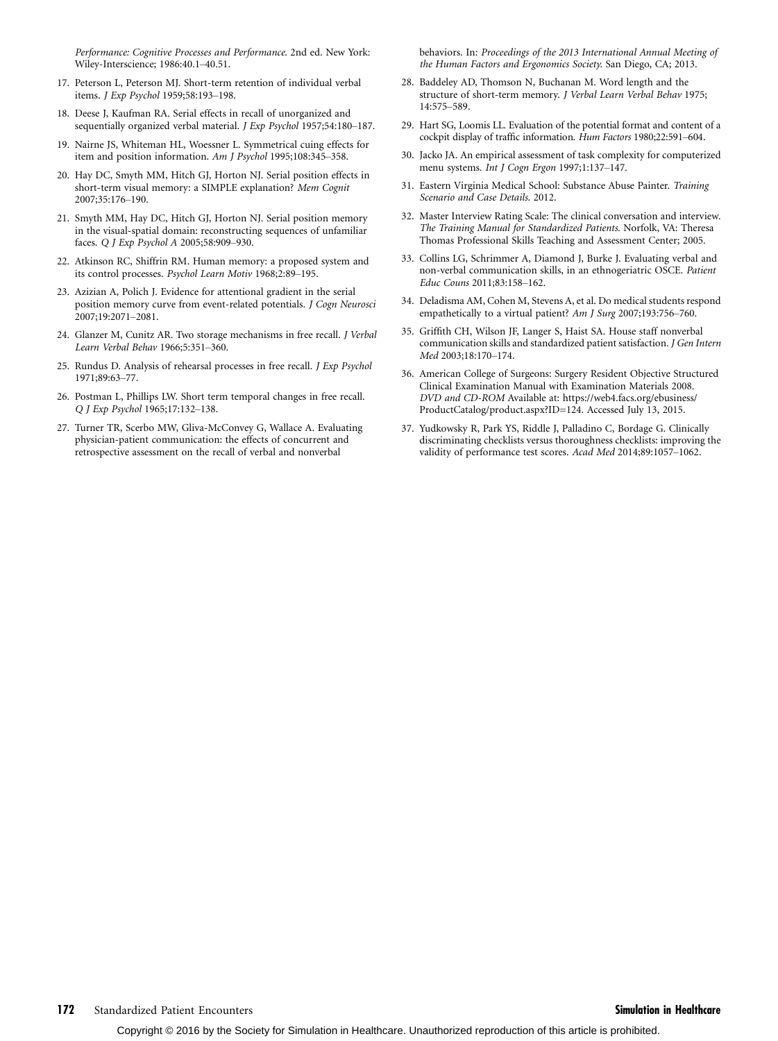*Performance: Cognitive Processes and Performance*. 2nd ed. New York: Wiley-Interscience; 1986:40.1–40.51.

17. Peterson L, Peterson MJ. Short-term retention of individual verbal items. *J Exp Psychol* 1959;58:193–198.
18. Deese J, Kaufman RA. Serial effects in recall of unorganized and sequentially organized verbal material. *J Exp Psychol* 1957;54:180–187.
19. Nairne JS, Whiteman HL, Woessner L. Symmetrical cuing effects for item and position information. *Am J Psychol* 1995;108:345–358.
20. Hay DC, Smyth MM, Hitch GJ, Horton NJ. Serial position effects in short-term visual memory: a SIMPLE explanation? *Mem Cognit* 2007;35:176–190.
21. Smyth MM, Hay DC, Hitch GJ, Horton NJ. Serial position memory in the visual-spatial domain: reconstructing sequences of unfamiliar faces. *Q J Exp Psychol A* 2005;58:909–930.
22. Atkinson RC, Shiffrin RM. Human memory: a proposed system and its control processes. *Psychol Learn Motiv* 1968;2:89–195.
23. Azizian A, Polich J. Evidence for attentional gradient in the serial position memory curve from event-related potentials. *J Cogn Neurosci* 2007;19:2071–2081.
24. Glanzer M, Cunitz AR. Two storage mechanisms in free recall. *J Verbal Learn Verbal Behav* 1966;5:351–360.
25. Rundus D. Analysis of rehearsal processes in free recall. *J Exp Psychol* 1971;89:63–77.
26. Postman L, Phillips LW. Short term temporal changes in free recall. *Q J Exp Psychol* 1965;17:132–138.
27. Turner TR, Scerbo MW, Gliva-McConvey G, Wallace A. Evaluating physician-patient communication: the effects of concurrent and retrospective assessment on the recall of verbal and nonverbal behaviors. In: *Proceedings of the 2013 International Annual Meeting of the Human Factors and Ergonomics Society*. San Diego, CA; 2013.
28. Baddeley AD, Thomson N, Buchanan M. Word length and the structure of short-term memory. *J Verbal Learn Verbal Behav* 1975; 14:575–589.
29. Hart SG, Loomis LL. Evaluation of the potential format and content of a cockpit display of traffic information. *Hum Factors* 1980;22:591–604.
30. Jacko JA. An empirical assessment of task complexity for computerized menu systems. *Int J Cogn Ergon* 1997;1:137–147.
31. Eastern Virginia Medical School: Substance Abuse Painter. *Training Scenario and Case Details*. 2012.
32. Master Interview Rating Scale: The clinical conversation and interview. *The Training Manual for Standardized Patients*. Norfolk, VA: Theresa Thomas Professional Skills Teaching and Assessment Center; 2005.
33. Collins LG, Schrimmer A, Diamond J, Burke J. Evaluating verbal and non-verbal communication skills, in an ethnogeriatric OSCE. *Patient Educ Couns* 2011;83:158–162.
34. Deladisma AM, Cohen M, Stevens A, et al. Do medical students respond empathetically to a virtual patient? *Am J Surg* 2007;193:756–760.
35. Griffith CH, Wilson JF, Langer S, Haist SA. House staff nonverbal communication skills and standardized patient satisfaction. *J Gen Intern Med* 2003;18:170–174.
36. American College of Surgeons: Surgery Resident Objective Structured Clinical Examination Manual with Examination Materials 2008. *DVD and CD-ROM* Available at: https://web4.facs.org/ebusiness/ProductCatalog/product.aspx?ID=124. Accessed July 13, 2015.
37. Yudkowsky R, Park YS, Riddle J, Palladino C, Bordage G. Clinically discriminating checklists versus thoroughness checklists: improving the validity of performance test scores. *Acad Med* 2014;89:1057–1062.

Copyright © 2016 by the Society for Simulation in Healthcare. Unauthorized reproduction of this article is prohibited.